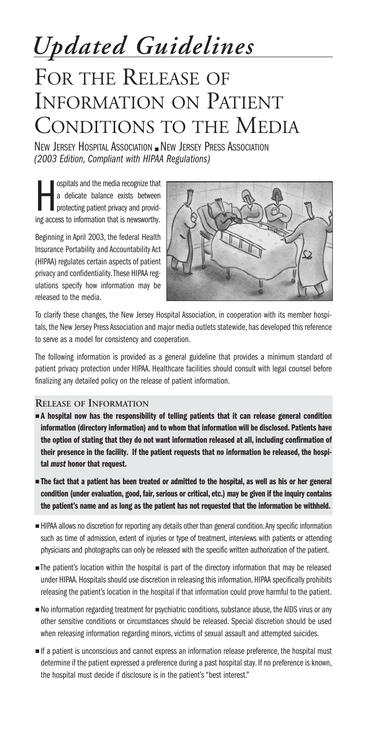# *Updated Guidelines*

# For the Release of Information on Patient Conditions to the Media

New Jersey Hospital Association ■ New Jersey Press Association
*(2003 Edition, Compliant with HIPAA Regulations)*

Hospitals and the media recognize that a delicate balance exists between protecting patient privacy and providing access to information that is newsworthy.

Beginning in April 2003, the federal Health Insurance Portability and Accountability Act (HIPAA) regulates certain aspects of patient privacy and confidentiality. These HIPAA regulations specify how information may be released to the media.

To clarify these changes, the New Jersey Hospital Association, in cooperation with its member hospitals, the New Jersey Press Association and major media outlets statewide, has developed this reference to serve as a model for consistency and cooperation.

The following information is provided as a general guideline that provides a minimum standard of patient privacy protection under HIPAA. Healthcare facilities should consult with legal counsel before finalizing any detailed policy on the release of patient information.

## Release of Information

- **A hospital now has the responsibility of telling patients that it can release general condition information (directory information) and to whom that information will be disclosed. Patients have the option of stating that they do not want information released at all, including confirmation of their presence in the facility. If the patient requests that no information be released, the hospital *must* honor that request.**
- **The fact that a patient has been treated or admitted to the hospital, as well as his or her general condition (under evaluation, good, fair, serious or critical, etc.) may be given if the inquiry contains the patient's name and as long as the patient has not requested that the information be withheld.**
- HIPAA allows no discretion for reporting any details other than general condition. Any specific information such as time of admission, extent of injuries or type of treatment, interviews with patients or attending physicians and photographs can only be released with the specific written authorization of the patient.
- The patient's location within the hospital is part of the directory information that may be released under HIPAA. Hospitals should use discretion in releasing this information. HIPAA specifically prohibits releasing the patient's location in the hospital if that information could prove harmful to the patient.
- No information regarding treatment for psychiatric conditions, substance abuse, the AIDS virus or any other sensitive conditions or circumstances should be released. Special discretion should be used when releasing information regarding minors, victims of sexual assault and attempted suicides.
- If a patient is unconscious and cannot express an information release preference, the hospital must determine if the patient expressed a preference during a past hospital stay. If no preference is known, the hospital must decide if disclosure is in the patient's "best interest."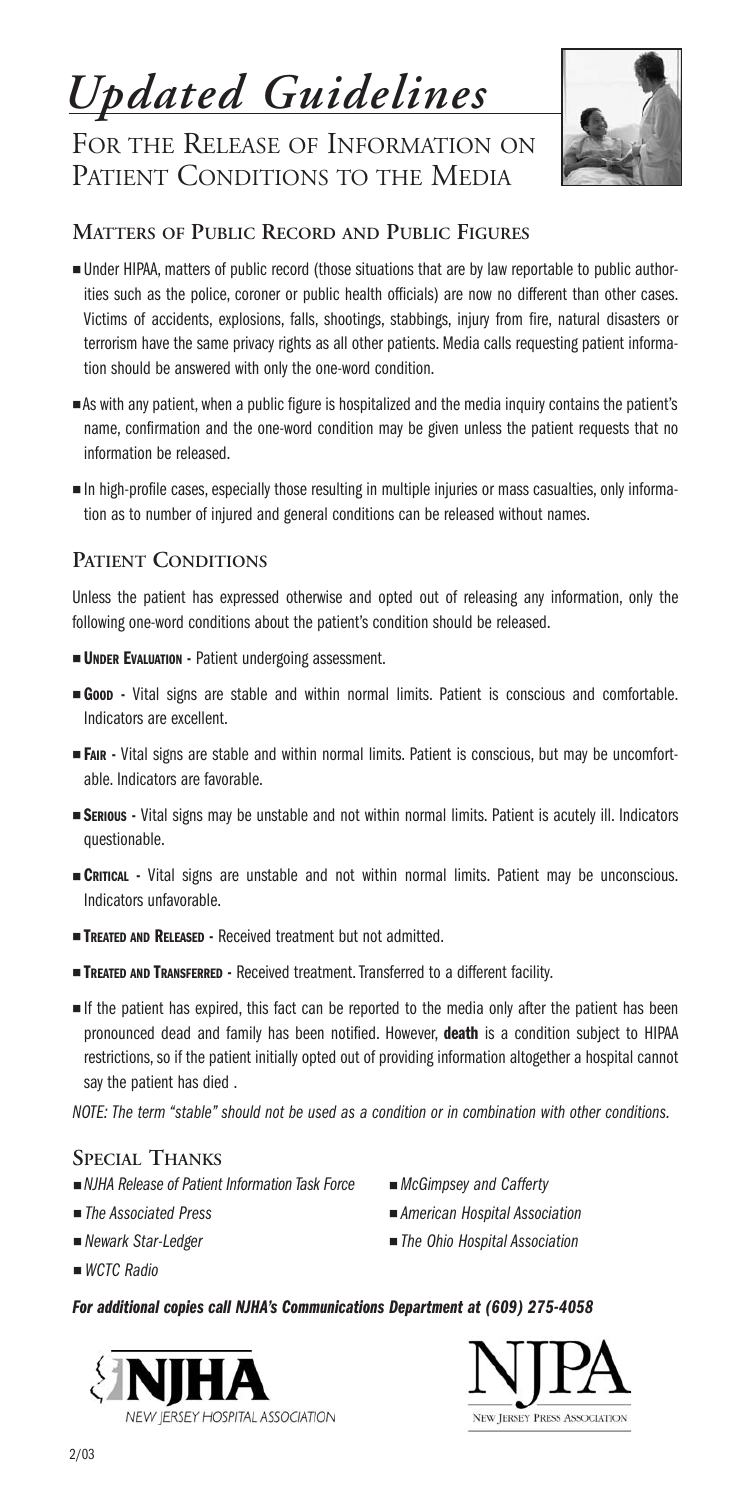# *Updated Guidelines*

## For the Release of Information on Patient Conditions to the Media

### Matters of Public Record and Public Figures

- Under HIPAA, matters of public record (those situations that are by law reportable to public authorities such as the police, coroner or public health officials) are now no different than other cases. Victims of accidents, explosions, falls, shootings, stabbings, injury from fire, natural disasters or terrorism have the same privacy rights as all other patients. Media calls requesting patient information should be answered with only the one-word condition.
- As with any patient, when a public figure is hospitalized and the media inquiry contains the patient's name, confirmation and the one-word condition may be given unless the patient requests that no information be released.
- In high-profile cases, especially those resulting in multiple injuries or mass casualties, only information as to number of injured and general conditions can be released without names.

### Patient Conditions

Unless the patient has expressed otherwise and opted out of releasing any information, only the following one-word conditions about the patient's condition should be released.

- **Under Evaluation -** Patient undergoing assessment.
- **Good -** Vital signs are stable and within normal limits. Patient is conscious and comfortable. Indicators are excellent.
- **Fair -** Vital signs are stable and within normal limits. Patient is conscious, but may be uncomfortable. Indicators are favorable.
- **Serious -** Vital signs may be unstable and not within normal limits. Patient is acutely ill. Indicators questionable.
- **Critical -** Vital signs are unstable and not within normal limits. Patient may be unconscious. Indicators unfavorable.
- **Treated and Released -** Received treatment but not admitted.
- **Treated and Transferred -** Received treatment. Transferred to a different facility.
- If the patient has expired, this fact can be reported to the media only after the patient has been pronounced dead and family has been notified. However, **death** is a condition subject to HIPAA restrictions, so if the patient initially opted out of providing information altogether a hospital cannot say the patient has died .

*NOTE: The term "stable" should not be used as a condition or in combination with other conditions.*

### Special Thanks

- *NJHA Release of Patient Information Task Force*
- *The Associated Press*
- *Newark Star-Ledger*
- *WCTC Radio*
- *McGimpsey and Cafferty*
- *American Hospital Association*
- *The Ohio Hospital Association*

***For additional copies call NJHA's Communications Department at (609) 275-4058***

NJHA NEW JERSEY HOSPITAL ASSOCIATION

NJPA NEW JERSEY PRESS ASSOCIATION

2/03